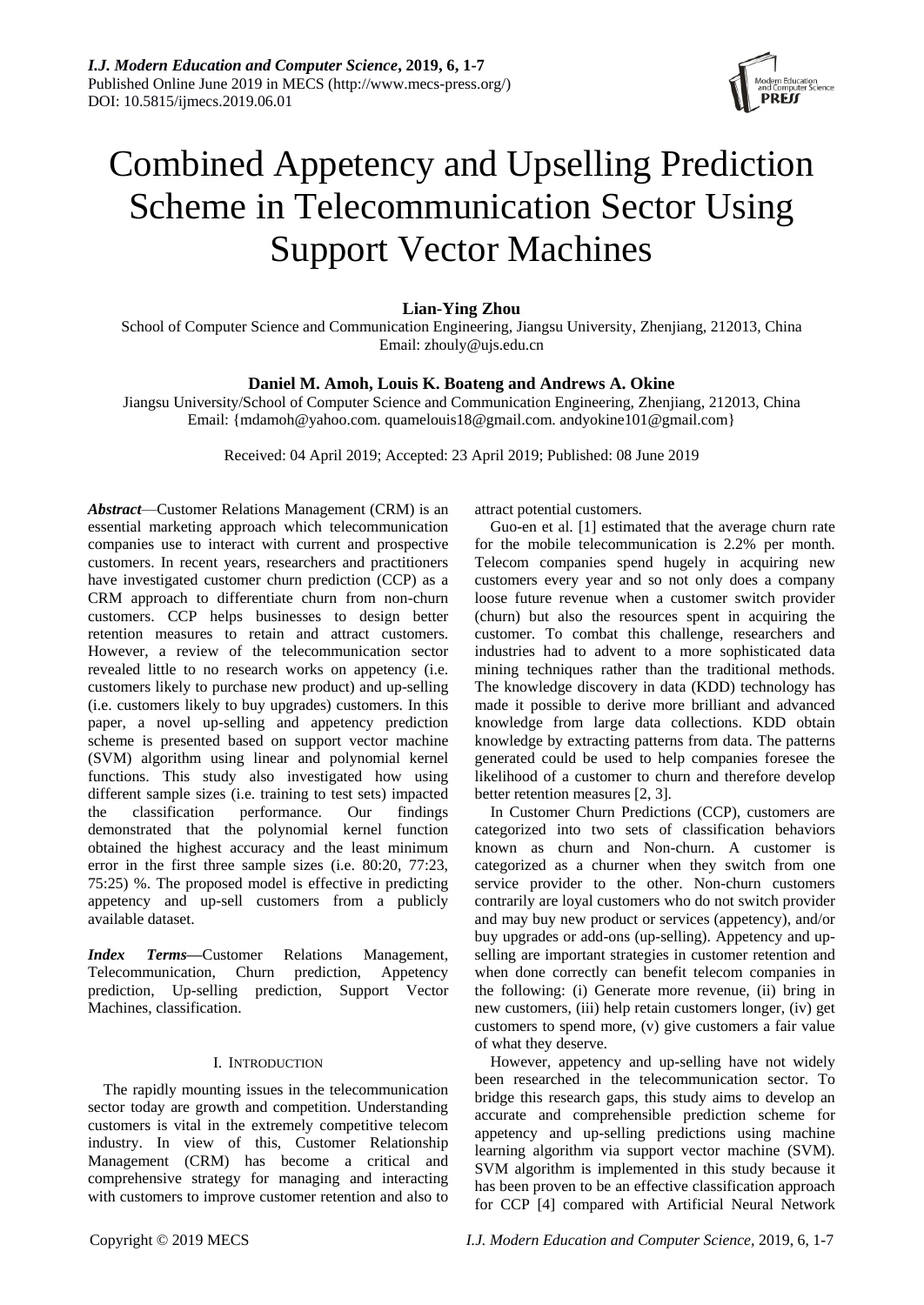# Combined Appetency and Upselling Prediction Scheme in Telecommunication Sector Using Support Vector Machines

**Lian-Ying Zhou**

School of Computer Science and Communication Engineering, Jiangsu University, Zhenjiang, 212013, China
Email: zhouly@ujs.edu.cn

**Daniel M. Amoh, Louis K. Boateng and Andrews A. Okine**

Jiangsu University/School of Computer Science and Communication Engineering, Zhenjiang, 212013, China
Email: {mdamoh@yahoo.com. quamelouis18@gmail.com. andyokine101@gmail.com}

Received: 04 April 2019; Accepted: 23 April 2019; Published: 08 June 2019

***Abstract***—Customer Relations Management (CRM) is an essential marketing approach which telecommunication companies use to interact with current and prospective customers. In recent years, researchers and practitioners have investigated customer churn prediction (CCP) as a CRM approach to differentiate churn from non-churn customers. CCP helps businesses to design better retention measures to retain and attract customers. However, a review of the telecommunication sector revealed little to no research works on appetency (i.e. customers likely to purchase new product) and up-selling (i.e. customers likely to buy upgrades) customers. In this paper, a novel up-selling and appetency prediction scheme is presented based on support vector machine (SVM) algorithm using linear and polynomial kernel functions. This study also investigated how using different sample sizes (i.e. training to test sets) impacted the classification performance. Our findings demonstrated that the polynomial kernel function obtained the highest accuracy and the least minimum error in the first three sample sizes (i.e. 80:20, 77:23, 75:25) %. The proposed model is effective in predicting appetency and up-sell customers from a publicly available dataset.

***Index Terms***—Customer Relations Management, Telecommunication, Churn prediction, Appetency prediction, Up-selling prediction, Support Vector Machines, classification.

## I. Introduction

The rapidly mounting issues in the telecommunication sector today are growth and competition. Understanding customers is vital in the extremely competitive telecom industry. In view of this, Customer Relationship Management (CRM) has become a critical and comprehensive strategy for managing and interacting with customers to improve customer retention and also to attract potential customers.

Guo-en et al. [1] estimated that the average churn rate for the mobile telecommunication is 2.2% per month. Telecom companies spend hugely in acquiring new customers every year and so not only does a company loose future revenue when a customer switch provider (churn) but also the resources spent in acquiring the customer. To combat this challenge, researchers and industries had to advent to a more sophisticated data mining techniques rather than the traditional methods. The knowledge discovery in data (KDD) technology has made it possible to derive more brilliant and advanced knowledge from large data collections. KDD obtain knowledge by extracting patterns from data. The patterns generated could be used to help companies foresee the likelihood of a customer to churn and therefore develop better retention measures [2, 3].

In Customer Churn Predictions (CCP), customers are categorized into two sets of classification behaviors known as churn and Non-churn. A customer is categorized as a churner when they switch from one service provider to the other. Non-churn customers contrarily are loyal customers who do not switch provider and may buy new product or services (appetency), and/or buy upgrades or add-ons (up-selling). Appetency and up-selling are important strategies in customer retention and when done correctly can benefit telecom companies in the following: (i) Generate more revenue, (ii) bring in new customers, (iii) help retain customers longer, (iv) get customers to spend more, (v) give customers a fair value of what they deserve.

However, appetency and up-selling have not widely been researched in the telecommunication sector. To bridge this research gaps, this study aims to develop an accurate and comprehensible prediction scheme for appetency and up-selling predictions using machine learning algorithm via support vector machine (SVM). SVM algorithm is implemented in this study because it has been proven to be an effective classification approach for CCP [4] compared with Artificial Neural Network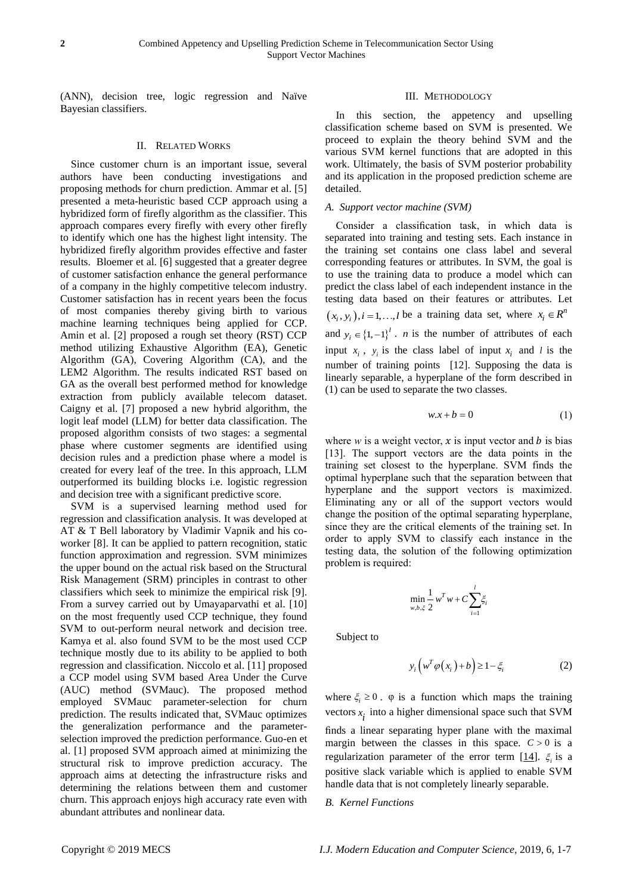(ANN), decision tree, logic regression and Naïve Bayesian classifiers.

## II. Related Works

Since customer churn is an important issue, several authors have been conducting investigations and proposing methods for churn prediction. Ammar et al. [5] presented a meta-heuristic based CCP approach using a hybridized form of firefly algorithm as the classifier. This approach compares every firefly with every other firefly to identify which one has the highest light intensity. The hybridized firefly algorithm provides effective and faster results. Bloemer et al. [6] suggested that a greater degree of customer satisfaction enhance the general performance of a company in the highly competitive telecom industry. Customer satisfaction has in recent years been the focus of most companies thereby giving birth to various machine learning techniques being applied for CCP. Amin et al. [2] proposed a rough set theory (RST) CCP method utilizing Exhaustive Algorithm (EA), Genetic Algorithm (GA), Covering Algorithm (CA), and the LEM2 Algorithm. The results indicated RST based on GA as the overall best performed method for knowledge extraction from publicly available telecom dataset. Caigny et al. [7] proposed a new hybrid algorithm, the logit leaf model (LLM) for better data classification. The proposed algorithm consists of two stages: a segmental phase where customer segments are identified using decision rules and a prediction phase where a model is created for every leaf of the tree. In this approach, LLM outperformed its building blocks i.e. logistic regression and decision tree with a significant predictive score.

SVM is a supervised learning method used for regression and classification analysis. It was developed at AT & T Bell laboratory by Vladimir Vapnik and his co-worker [8]. It can be applied to pattern recognition, static function approximation and regression. SVM minimizes the upper bound on the actual risk based on the Structural Risk Management (SRM) principles in contrast to other classifiers which seek to minimize the empirical risk [9]. From a survey carried out by Umayaparvathi et al. [10] on the most frequently used CCP technique, they found SVM to out-perform neural network and decision tree. Kamya et al. also found SVM to be the most used CCP technique mostly due to its ability to be applied to both regression and classification. Niccolo et al. [11] proposed a CCP model using SVM based Area Under the Curve (AUC) method (SVMauc). The proposed method employed SVMauc parameter-selection for churn prediction. The results indicated that, SVMauc optimizes the generalization performance and the parameter-selection improved the prediction performance. Guo-en et al. [1] proposed SVM approach aimed at minimizing the structural risk to improve prediction accuracy. The approach aims at detecting the infrastructure risks and determining the relations between them and customer churn. This approach enjoys high accuracy rate even with abundant attributes and nonlinear data.

## III. Methodology

In this section, the appetency and upselling classification scheme based on SVM is presented. We proceed to explain the theory behind SVM and the various SVM kernel functions that are adopted in this work. Ultimately, the basis of SVM posterior probability and its application in the proposed prediction scheme are detailed.

### *A. Support vector machine (SVM)*

Consider a classification task, in which data is separated into training and testing sets. Each instance in the training set contains one class label and several corresponding features or attributes. In SVM, the goal is to use the training data to produce a model which can predict the class label of each independent instance in the testing data based on their features or attributes. Let $(x_i, y_i), i = 1,\ldots,l$ be a training data set, where $x_i \in R^n$ and $y_i \in \{1,-1\}^l$. $n$ is the number of attributes of each input $x_i$, $y_i$ is the class label of input $x_i$ and $l$ is the number of training points [12]. Supposing the data is linearly separable, a hyperplane of the form described in (1) can be used to separate the two classes.

$$w.x + b = 0 \tag{1}$$

where $w$ is a weight vector, $x$ is input vector and $b$ is bias [13]. The support vectors are the data points in the training set closest to the hyperplane. SVM finds the optimal hyperplane such that the separation between that hyperplane and the support vectors is maximized. Eliminating any or all of the support vectors would change the position of the optimal separating hyperplane, since they are the critical elements of the training set. In order to apply SVM to classify each instance in the testing data, the solution of the following optimization problem is required:

$$\min_{w,b,\xi} \frac{1}{2} w^T w + C \sum_{i=1}^{l} \xi_i$$

Subject to

$$y_i \left( w^T \varphi(x_i) + b \right) \geq 1 - \xi_i \tag{2}$$

where $\xi_i \geq 0$. φ is a function which maps the training vectors $x_i$ into a higher dimensional space such that SVM finds a linear separating hyper plane with the maximal margin between the classes in this space. $C > 0$ is a regularization parameter of the error term [14]. $\xi_i$ is a positive slack variable which is applied to enable SVM handle data that is not completely linearly separable.

### *B. Kernel Functions*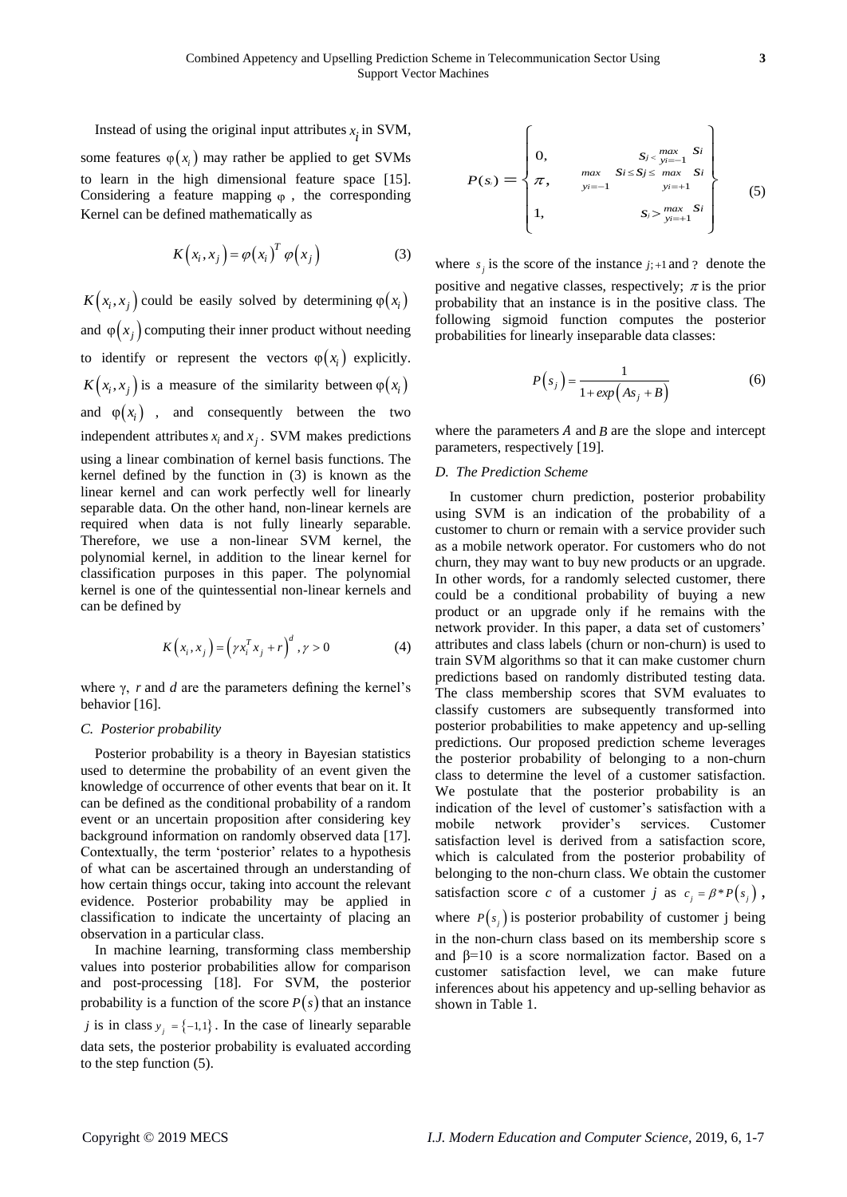Instead of using the original input attributes $x_i$ in SVM, some features $\varphi(x_i)$ may rather be applied to get SVMs to learn in the high dimensional feature space [15]. Considering a feature mapping $\varphi$, the corresponding Kernel can be defined mathematically as

$$K(x_i, x_j) = \varphi(x_i)^T \varphi(x_j) \tag{3}$$

$K(x_i, x_j)$ could be easily solved by determining $\varphi(x_i)$ and $\varphi(x_j)$ computing their inner product without needing to identify or represent the vectors $\varphi(x_i)$ explicitly. $K(x_i, x_j)$ is a measure of the similarity between $\varphi(x_i)$ and $\varphi(x_i)$, and consequently between the two independent attributes $x_i$ and $x_j$. SVM makes predictions using a linear combination of kernel basis functions. The kernel defined by the function in (3) is known as the linear kernel and can work perfectly well for linearly separable data. On the other hand, non-linear kernels are required when data is not fully linearly separable. Therefore, we use a non-linear SVM kernel, the polynomial kernel, in addition to the linear kernel for classification purposes in this paper. The polynomial kernel is one of the quintessential non-linear kernels and can be defined by

$$K(x_i, x_j) = \left(\gamma x_i^T x_j + r\right)^d, \gamma > 0 \tag{4}$$

where $\gamma$, $r$ and $d$ are the parameters defining the kernel's behavior [16].

### C. Posterior probability

Posterior probability is a theory in Bayesian statistics used to determine the probability of an event given the knowledge of occurrence of other events that bear on it. It can be defined as the conditional probability of a random event or an uncertain proposition after considering key background information on randomly observed data [17]. Contextually, the term 'posterior' relates to a hypothesis of what can be ascertained through an understanding of how certain things occur, taking into account the relevant evidence. Posterior probability may be applied in classification to indicate the uncertainty of placing an observation in a particular class.

In machine learning, transforming class membership values into posterior probabilities allow for comparison and post-processing [18]. For SVM, the posterior probability is a function of the score $P(s)$ that an instance $j$ is in class $y_j = \{-1, 1\}$. In the case of linearly separable data sets, the posterior probability is evaluated according to the step function (5).

$$P(s) = \begin{cases} 0, & s_j < \max_{y_i=-1} s_i \\ \pi, & \max_{y_i=-1} s_i \le s_j \le \max_{y_i=+1} s_i \\ 1, & s_j > \max_{y_i=+1} s_i \end{cases} \tag{5}$$

where $s_j$ is the score of the instance $j$; $+1$ and ? denote the positive and negative classes, respectively; $\pi$ is the prior probability that an instance is in the positive class. The following sigmoid function computes the posterior probabilities for linearly inseparable data classes:

$$P(s_j) = \frac{1}{1 + exp(As_j + B)} \tag{6}$$

where the parameters $A$ and $B$ are the slope and intercept parameters, respectively [19].

### D. The Prediction Scheme

In customer churn prediction, posterior probability using SVM is an indication of the probability of a customer to churn or remain with a service provider such as a mobile network operator. For customers who do not churn, they may want to buy new products or an upgrade. In other words, for a randomly selected customer, there could be a conditional probability of buying a new product or an upgrade only if he remains with the network provider. In this paper, a data set of customers' attributes and class labels (churn or non-churn) is used to train SVM algorithms so that it can make customer churn predictions based on randomly distributed testing data. The class membership scores that SVM evaluates to classify customers are subsequently transformed into posterior probabilities to make appetency and up-selling predictions. Our proposed prediction scheme leverages the posterior probability of belonging to a non-churn class to determine the level of a customer satisfaction. We postulate that the posterior probability is an indication of the level of customer's satisfaction with a mobile network provider's services. Customer satisfaction level is derived from a satisfaction score, which is calculated from the posterior probability of belonging to the non-churn class. We obtain the customer satisfaction score $c$ of a customer $j$ as $c_j = \beta * P(s_j)$, where $P(s_j)$ is posterior probability of customer j being in the non-churn class based on its membership score s and $\beta$=10 is a score normalization factor. Based on a customer satisfaction level, we can make future inferences about his appetency and up-selling behavior as shown in Table 1.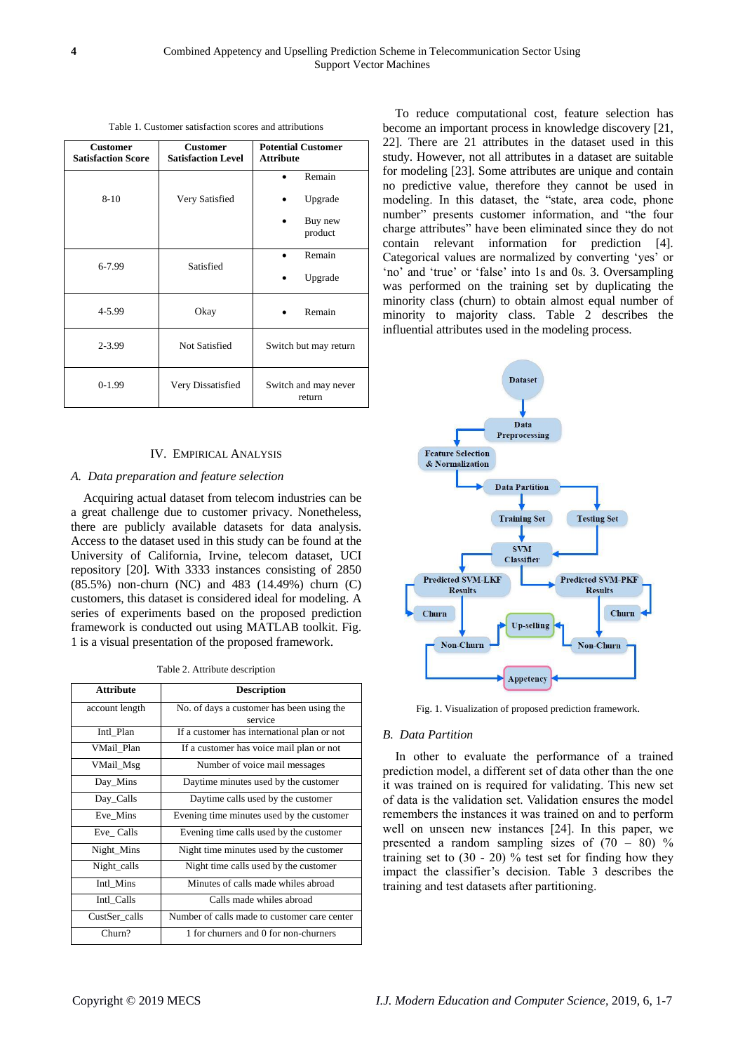Table 1. Customer satisfaction scores and attributions

| Customer Satisfaction Score | Customer Satisfaction Level | Potential Customer Attribute |
|---|---|---|
| 8-10 | Very Satisfied | • Remain<br>• Upgrade<br>• Buy new product |
| 6-7.99 | Satisfied | • Remain<br>• Upgrade |
| 4-5.99 | Okay | • Remain |
| 2-3.99 | Not Satisfied | Switch but may return |
| 0-1.99 | Very Dissatisfied | Switch and may never return |

## IV. Empirical Analysis

### *A. Data preparation and feature selection*

Acquiring actual dataset from telecom industries can be a great challenge due to customer privacy. Nonetheless, there are publicly available datasets for data analysis. Access to the dataset used in this study can be found at the University of California, Irvine, telecom dataset, UCI repository [20]. With 3333 instances consisting of 2850 (85.5%) non-churn (NC) and 483 (14.49%) churn (C) customers, this dataset is considered ideal for modeling. A series of experiments based on the proposed prediction framework is conducted out using MATLAB toolkit. Fig. 1 is a visual presentation of the proposed framework.

Table 2. Attribute description

| Attribute | Description |
|---|---|
| account length | No. of days a customer has been using the service |
| Intl_Plan | If a customer has international plan or not |
| VMail_Plan | If a customer has voice mail plan or not |
| VMail_Msg | Number of voice mail messages |
| Day_Mins | Daytime minutes used by the customer |
| Day_Calls | Daytime calls used by the customer |
| Eve_Mins | Evening time minutes used by the customer |
| Eve_ Calls | Evening time calls used by the customer |
| Night_Mins | Night time minutes used by the customer |
| Night_calls | Night time calls used by the customer |
| Intl_Mins | Minutes of calls made whiles abroad |
| Intl_Calls | Calls made whiles abroad |
| CustSer_calls | Number of calls made to customer care center |
| Churn? | 1 for churners and 0 for non-churners |

To reduce computational cost, feature selection has become an important process in knowledge discovery [21, 22]. There are 21 attributes in the dataset used in this study. However, not all attributes in a dataset are suitable for modeling [23]. Some attributes are unique and contain no predictive value, therefore they cannot be used in modeling. In this dataset, the "state, area code, phone number" presents customer information, and "the four charge attributes" have been eliminated since they do not contain relevant information for prediction [4]. Categorical values are normalized by converting 'yes' or 'no' and 'true' or 'false' into 1s and 0s. 3. Oversampling was performed on the training set by duplicating the minority class (churn) to obtain almost equal number of minority to majority class. Table 2 describes the influential attributes used in the modeling process.

Fig. 1. Visualization of proposed prediction framework.

### *B. Data Partition*

In other to evaluate the performance of a trained prediction model, a different set of data other than the one it was trained on is required for validating. This new set of data is the validation set. Validation ensures the model remembers the instances it was trained on and to perform well on unseen new instances [24]. In this paper, we presented a random sampling sizes of (70 – 80) % training set to (30 - 20) % test set for finding how they impact the classifier's decision. Table 3 describes the training and test datasets after partitioning.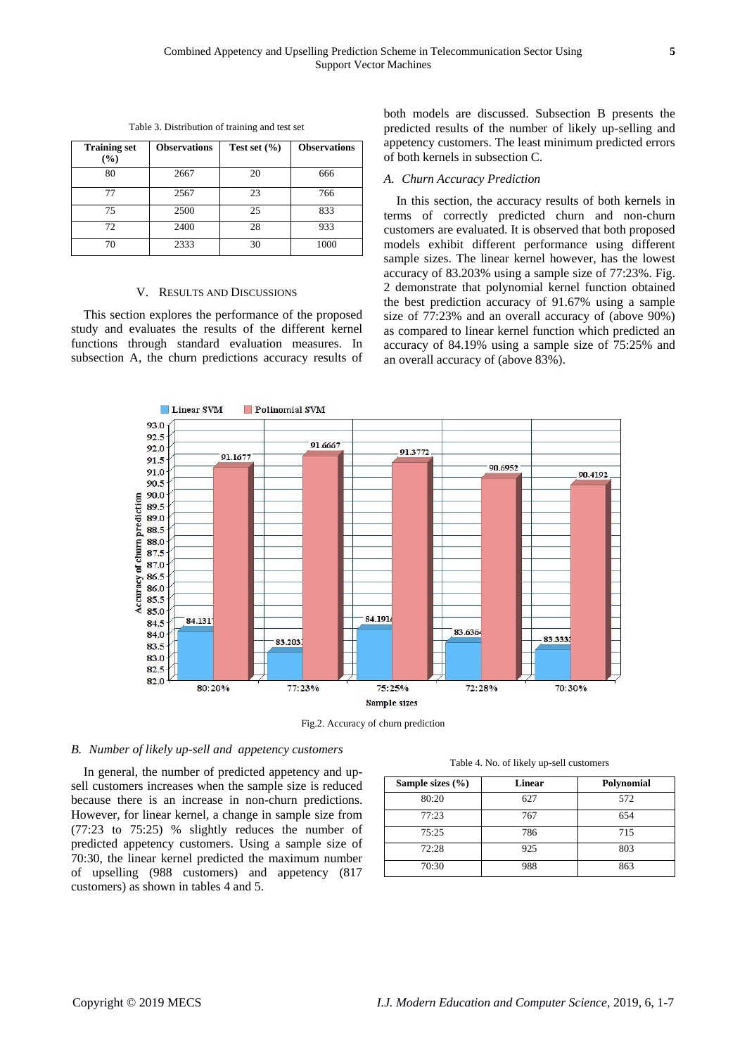Table 3. Distribution of training and test set

| Training set (%) | Observations | Test set (%) | Observations |
|---|---|---|---|
| 80 | 2667 | 20 | 666 |
| 77 | 2567 | 23 | 766 |
| 75 | 2500 | 25 | 833 |
| 72 | 2400 | 28 | 933 |
| 70 | 2333 | 30 | 1000 |

## V. Results and Discussions

This section explores the performance of the proposed study and evaluates the results of the different kernel functions through standard evaluation measures. In subsection A, the churn predictions accuracy results of both models are discussed. Subsection B presents the predicted results of the number of likely up-selling and appetency customers. The least minimum predicted errors of both kernels in subsection C.

### *A. Churn Accuracy Prediction*

In this section, the accuracy results of both kernels in terms of correctly predicted churn and non-churn customers are evaluated. It is observed that both proposed models exhibit different performance using different sample sizes. The linear kernel however, has the lowest accuracy of 83.203% using a sample size of 77:23%. Fig. 2 demonstrate that polynomial kernel function obtained the best prediction accuracy of 91.67% using a sample size of 77:23% and an overall accuracy of (above 90%) as compared to linear kernel function which predicted an accuracy of 84.19% using a sample size of 75:25% and an overall accuracy of (above 83%).

Fig.2. Accuracy of churn prediction

### *B. Number of likely up-sell and appetency customers*

In general, the number of predicted appetency and up-sell customers increases when the sample size is reduced because there is an increase in non-churn predictions. However, for linear kernel, a change in sample size from (77:23 to 75:25) % slightly reduces the number of predicted appetency customers. Using a sample size of 70:30, the linear kernel predicted the maximum number of upselling (988 customers) and appetency (817 customers) as shown in tables 4 and 5.

Table 4. No. of likely up-sell customers

| Sample sizes (%) | Linear | Polynomial |
|---|---|---|
| 80:20 | 627 | 572 |
| 77:23 | 767 | 654 |
| 75:25 | 786 | 715 |
| 72:28 | 925 | 803 |
| 70:30 | 988 | 863 |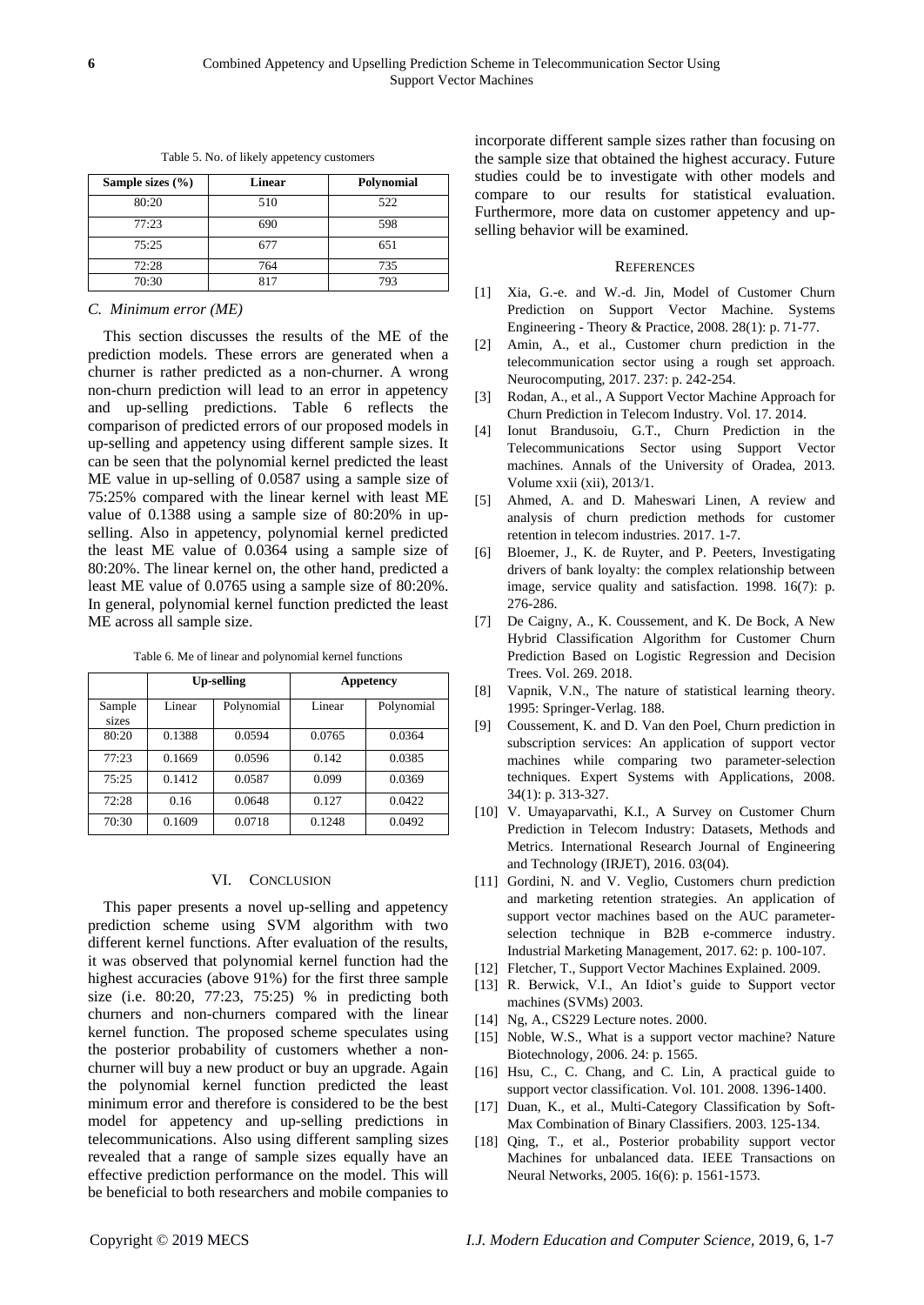Table 5. No. of likely appetency customers

| Sample sizes (%) | Linear | Polynomial |
| --- | --- | --- |
| 80:20 | 510 | 522 |
| 77:23 | 690 | 598 |
| 75:25 | 677 | 651 |
| 72:28 | 764 | 735 |
| 70:30 | 817 | 793 |

### *C. Minimum error (ME)*

This section discusses the results of the ME of the prediction models. These errors are generated when a churner is rather predicted as a non-churner. A wrong non-churn prediction will lead to an error in appetency and up-selling predictions. Table 6 reflects the comparison of predicted errors of our proposed models in up-selling and appetency using different sample sizes. It can be seen that the polynomial kernel predicted the least ME value in up-selling of 0.0587 using a sample size of 75:25% compared with the linear kernel with least ME value of 0.1388 using a sample size of 80:20% in up-selling. Also in appetency, polynomial kernel predicted the least ME value of 0.0364 using a sample size of 80:20%. The linear kernel on, the other hand, predicted a least ME value of 0.0765 using a sample size of 80:20%. In general, polynomial kernel function predicted the least ME across all sample size.

Table 6. Me of linear and polynomial kernel functions

| | Up-selling | | Appetency | |
| --- | --- | --- | --- | --- |
| Sample sizes | Linear | Polynomial | Linear | Polynomial |
| 80:20 | 0.1388 | 0.0594 | 0.0765 | 0.0364 |
| 77:23 | 0.1669 | 0.0596 | 0.142 | 0.0385 |
| 75:25 | 0.1412 | 0.0587 | 0.099 | 0.0369 |
| 72:28 | 0.16 | 0.0648 | 0.127 | 0.0422 |
| 70:30 | 0.1609 | 0.0718 | 0.1248 | 0.0492 |

## VI. Conclusion

This paper presents a novel up-selling and appetency prediction scheme using SVM algorithm with two different kernel functions. After evaluation of the results, it was observed that polynomial kernel function had the highest accuracies (above 91%) for the first three sample size (i.e. 80:20, 77:23, 75:25) % in predicting both churners and non-churners compared with the linear kernel function. The proposed scheme speculates using the posterior probability of customers whether a non-churner will buy a new product or buy an upgrade. Again the polynomial kernel function predicted the least minimum error and therefore is considered to be the best model for appetency and up-selling predictions in telecommunications. Also using different sampling sizes revealed that a range of sample sizes equally have an effective prediction performance on the model. This will be beneficial to both researchers and mobile companies to incorporate different sample sizes rather than focusing on the sample size that obtained the highest accuracy. Future studies could be to investigate with other models and compare to our results for statistical evaluation. Furthermore, more data on customer appetency and up-selling behavior will be examined.

## References

[1] Xia, G.-e. and W.-d. Jin, Model of Customer Churn Prediction on Support Vector Machine. Systems Engineering - Theory & Practice, 2008. 28(1): p. 71-77.

[2] Amin, A., et al., Customer churn prediction in the telecommunication sector using a rough set approach. Neurocomputing, 2017. 237: p. 242-254.

[3] Rodan, A., et al., A Support Vector Machine Approach for Churn Prediction in Telecom Industry. Vol. 17. 2014.

[4] Ionut Brandusoiu, G.T., Churn Prediction in the Telecommunications Sector using Support Vector machines. Annals of the University of Oradea, 2013. Volume xxii (xii), 2013/1.

[5] Ahmed, A. and D. Maheswari Linen, A review and analysis of churn prediction methods for customer retention in telecom industries. 2017. 1-7.

[6] Bloemer, J., K. de Ruyter, and P. Peeters, Investigating drivers of bank loyalty: the complex relationship between image, service quality and satisfaction. 1998. 16(7): p. 276-286.

[7] De Caigny, A., K. Coussement, and K. De Bock, A New Hybrid Classification Algorithm for Customer Churn Prediction Based on Logistic Regression and Decision Trees. Vol. 269. 2018.

[8] Vapnik, V.N., The nature of statistical learning theory. 1995: Springer-Verlag. 188.

[9] Coussement, K. and D. Van den Poel, Churn prediction in subscription services: An application of support vector machines while comparing two parameter-selection techniques. Expert Systems with Applications, 2008. 34(1): p. 313-327.

[10] V. Umayaparvathi, K.I., A Survey on Customer Churn Prediction in Telecom Industry: Datasets, Methods and Metrics. International Research Journal of Engineering and Technology (IRJET), 2016. 03(04).

[11] Gordini, N. and V. Veglio, Customers churn prediction and marketing retention strategies. An application of support vector machines based on the AUC parameter-selection technique in B2B e-commerce industry. Industrial Marketing Management, 2017. 62: p. 100-107.

[12] Fletcher, T., Support Vector Machines Explained. 2009.

[13] R. Berwick, V.I., An Idiot's guide to Support vector machines (SVMs) 2003.

[14] Ng, A., CS229 Lecture notes. 2000.

[15] Noble, W.S., What is a support vector machine? Nature Biotechnology, 2006. 24: p. 1565.

[16] Hsu, C., C. Chang, and C. Lin, A practical guide to support vector classification. Vol. 101. 2008. 1396-1400.

[17] Duan, K., et al., Multi-Category Classification by Soft-Max Combination of Binary Classifiers. 2003. 125-134.

[18] Qing, T., et al., Posterior probability support vector Machines for unbalanced data. IEEE Transactions on Neural Networks, 2005. 16(6): p. 1561-1573.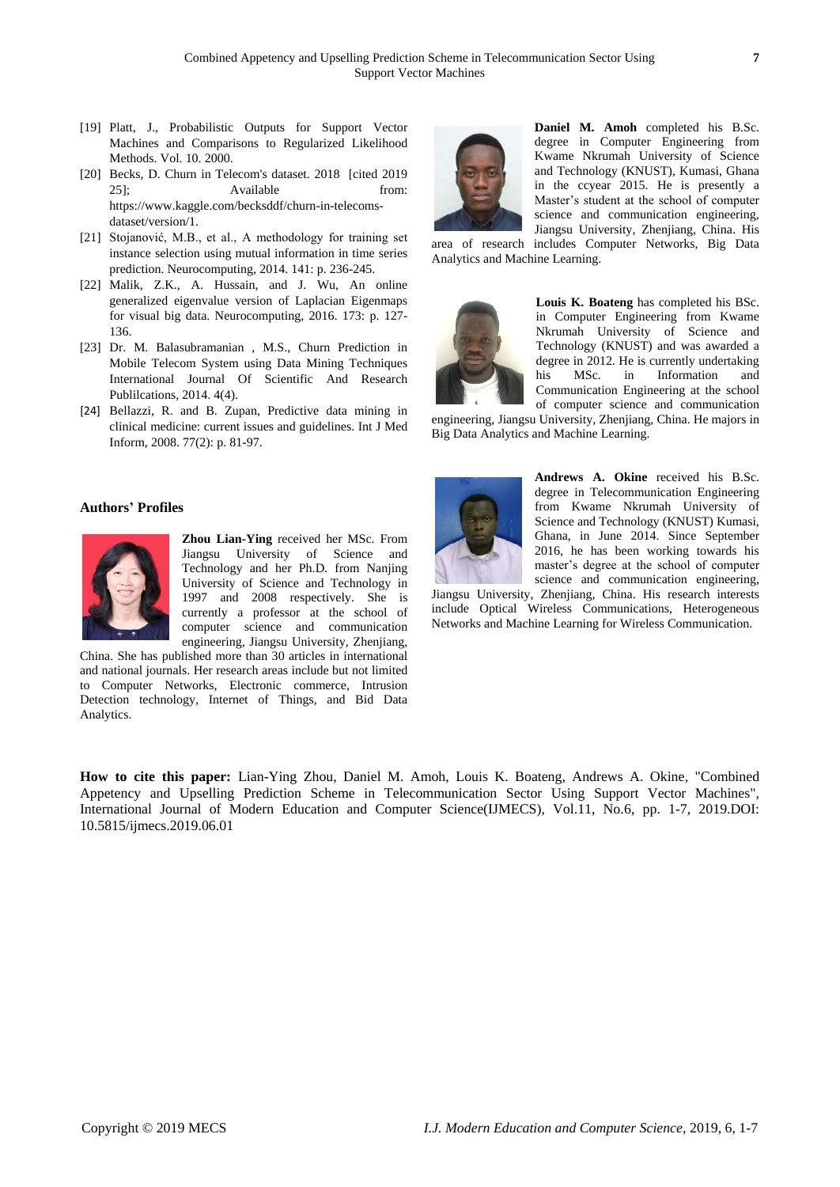[19] Platt, J., Probabilistic Outputs for Support Vector Machines and Comparisons to Regularized Likelihood Methods. Vol. 10. 2000.

[20] Becks, D. Churn in Telecom's dataset. 2018 [cited 2019 25]; Available from: https://www.kaggle.com/becksddf/churn-in-telecoms-dataset/version/1.

[21] Stojanović, M.B., et al., A methodology for training set instance selection using mutual information in time series prediction. Neurocomputing, 2014. 141: p. 236-245.

[22] Malik, Z.K., A. Hussain, and J. Wu, An online generalized eigenvalue version of Laplacian Eigenmaps for visual big data. Neurocomputing, 2016. 173: p. 127-136.

[23] Dr. M. Balasubramanian , M.S., Churn Prediction in Mobile Telecom System using Data Mining Techniques International Journal Of Scientific And Research Publilcations, 2014. 4(4).

[24] Bellazzi, R. and B. Zupan, Predictive data mining in clinical medicine: current issues and guidelines. Int J Med Inform, 2008. 77(2): p. 81-97.

## Authors' Profiles

**Zhou Lian-Ying** received her MSc. From Jiangsu University of Science and Technology and her Ph.D. from Nanjing University of Science and Technology in 1997 and 2008 respectively. She is currently a professor at the school of computer science and communication engineering, Jiangsu University, Zhenjiang, China. She has published more than 30 articles in international and national journals. Her research areas include but not limited to Computer Networks, Electronic commerce, Intrusion Detection technology, Internet of Things, and Bid Data Analytics.

**Daniel M. Amoh** completed his B.Sc. degree in Computer Engineering from Kwame Nkrumah University of Science and Technology (KNUST), Kumasi, Ghana in the ccyear 2015. He is presently a Master's student at the school of computer science and communication engineering, Jiangsu University, Zhenjiang, China. His area of research includes Computer Networks, Big Data Analytics and Machine Learning.

**Louis K. Boateng** has completed his BSc. in Computer Engineering from Kwame Nkrumah University of Science and Technology (KNUST) and was awarded a degree in 2012. He is currently undertaking his MSc. in Information and Communication Engineering at the school of computer science and communication engineering, Jiangsu University, Zhenjiang, China. He majors in Big Data Analytics and Machine Learning.

**Andrews A. Okine** received his B.Sc. degree in Telecommunication Engineering from Kwame Nkrumah University of Science and Technology (KNUST) Kumasi, Ghana, in June 2014. Since September 2016, he has been working towards his master's degree at the school of computer science and communication engineering, Jiangsu University, Zhenjiang, China. His research interests include Optical Wireless Communications, Heterogeneous Networks and Machine Learning for Wireless Communication.

**How to cite this paper:** Lian-Ying Zhou, Daniel M. Amoh, Louis K. Boateng, Andrews A. Okine, "Combined Appetency and Upselling Prediction Scheme in Telecommunication Sector Using Support Vector Machines", International Journal of Modern Education and Computer Science(IJMECS), Vol.11, No.6, pp. 1-7, 2019.DOI: 10.5815/ijmecs.2019.06.01